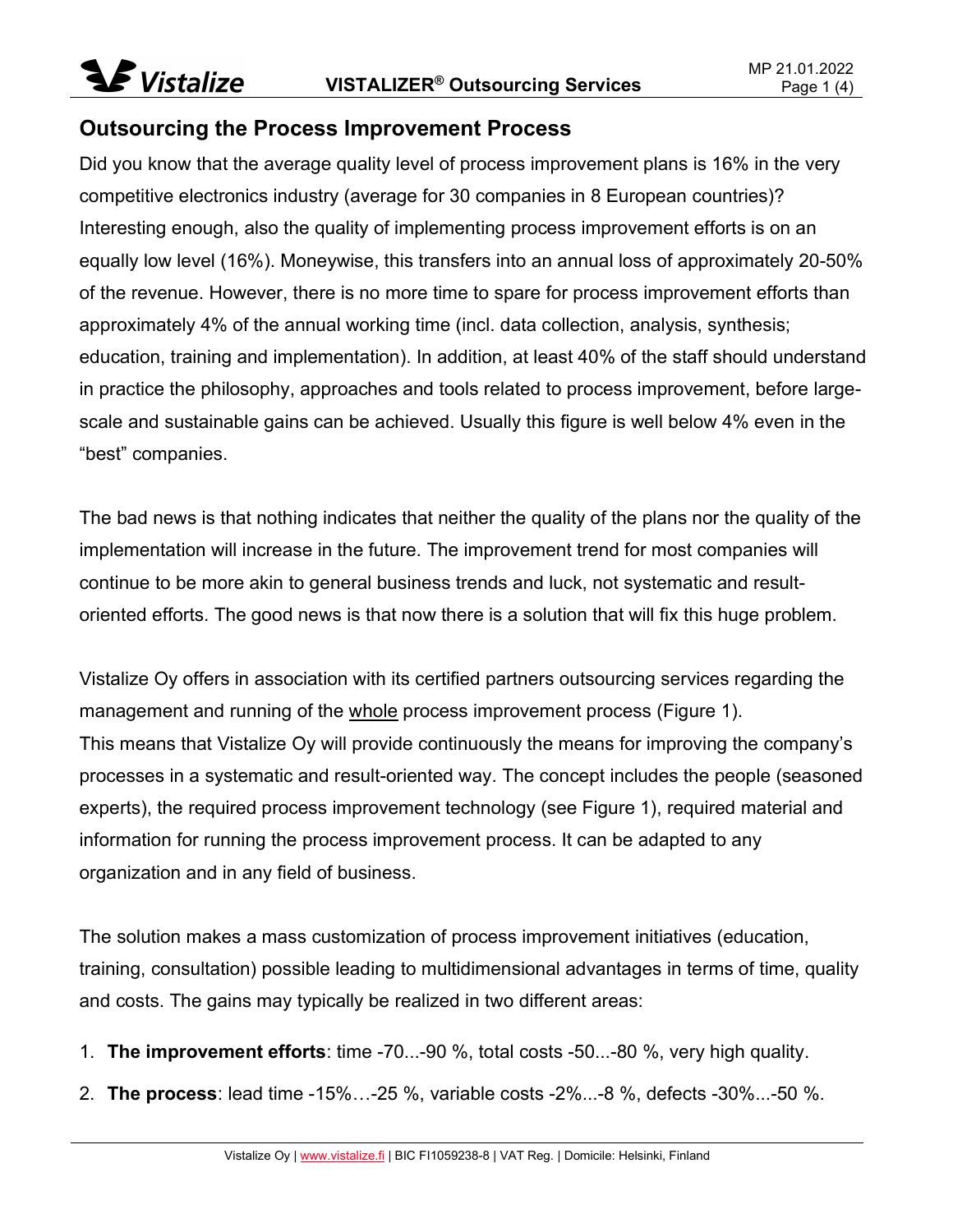## Outsourcing the Process Improvement Process

Did you know that the average quality level of process improvement plans is 16% in the very competitive electronics industry (average for 30 companies in 8 European countries)? Interesting enough, also the quality of implementing process improvement efforts is on an equally low level (16%). Moneywise, this transfers into an annual loss of approximately 20-50% of the revenue. However, there is no more time to spare for process improvement efforts than approximately 4% of the annual working time (incl. data collection, analysis, synthesis; education, training and implementation). In addition, at least 40% of the staff should understand in practice the philosophy, approaches and tools related to process improvement, before large-scale and sustainable gains can be achieved. Usually this figure is well below 4% even in the "best" companies.

The bad news is that nothing indicates that neither the quality of the plans nor the quality of the implementation will increase in the future. The improvement trend for most companies will continue to be more akin to general business trends and luck, not systematic and result-oriented efforts. The good news is that now there is a solution that will fix this huge problem.

Vistalize Oy offers in association with its certified partners outsourcing services regarding the management and running of the <u>whole</u> process improvement process (Figure 1).
This means that Vistalize Oy will provide continuously the means for improving the company's processes in a systematic and result-oriented way. The concept includes the people (seasoned experts), the required process improvement technology (see Figure 1), required material and information for running the process improvement process. It can be adapted to any organization and in any field of business.

The solution makes a mass customization of process improvement initiatives (education, training, consultation) possible leading to multidimensional advantages in terms of time, quality and costs. The gains may typically be realized in two different areas:

1. **The improvement efforts**: time -70...-90 %, total costs -50...-80 %, very high quality.
2. **The process**: lead time -15%…-25 %, variable costs -2%...-8 %, defects -30%...-50 %.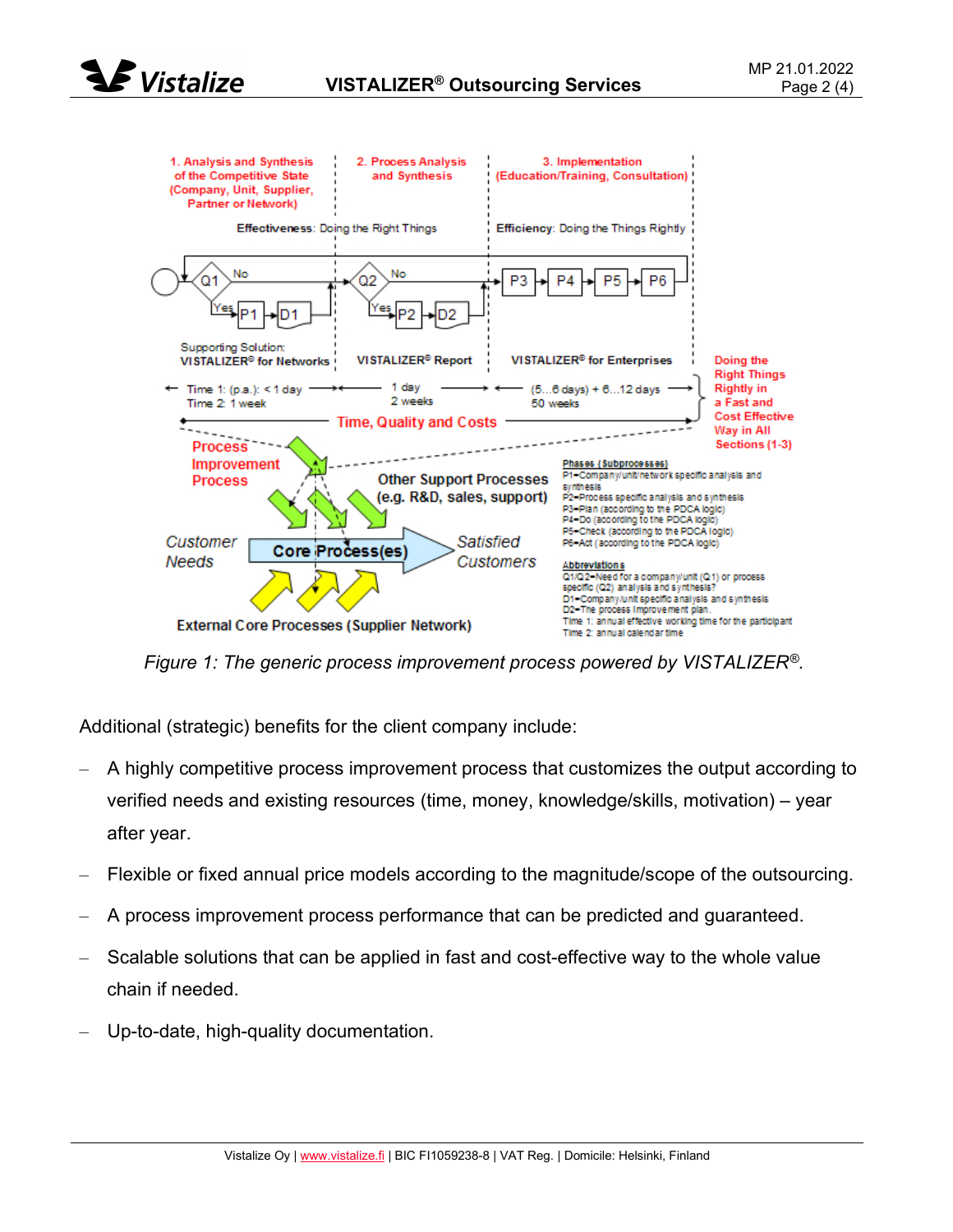*Figure 1: The generic process improvement process powered by VISTALIZER®.*

Additional (strategic) benefits for the client company include:

- A highly competitive process improvement process that customizes the output according to verified needs and existing resources (time, money, knowledge/skills, motivation) – year after year.
- Flexible or fixed annual price models according to the magnitude/scope of the outsourcing.
- A process improvement process performance that can be predicted and guaranteed.
- Scalable solutions that can be applied in fast and cost-effective way to the whole value chain if needed.
- Up-to-date, high-quality documentation.

Vistalize Oy | www.vistalize.fi | BIC FI1059238-8 | VAT Reg. | Domicile: Helsinki, Finland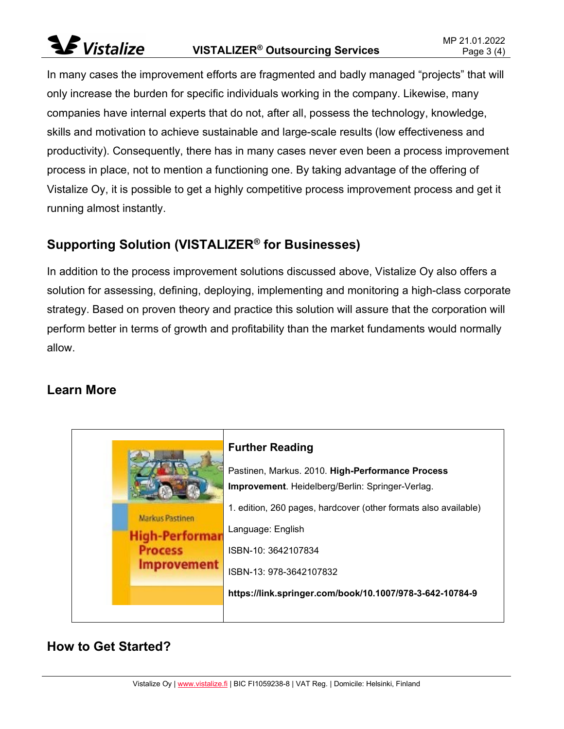In many cases the improvement efforts are fragmented and badly managed "projects" that will only increase the burden for specific individuals working in the company. Likewise, many companies have internal experts that do not, after all, possess the technology, knowledge, skills and motivation to achieve sustainable and large-scale results (low effectiveness and productivity). Consequently, there has in many cases never even been a process improvement process in place, not to mention a functioning one. By taking advantage of the offering of Vistalize Oy, it is possible to get a highly competitive process improvement process and get it running almost instantly.

## Supporting Solution (VISTALIZER® for Businesses)

In addition to the process improvement solutions discussed above, Vistalize Oy also offers a solution for assessing, defining, deploying, implementing and monitoring a high-class corporate strategy. Based on proven theory and practice this solution will assure that the corporation will perform better in terms of growth and profitability than the market fundaments would normally allow.

## Learn More

### Further Reading

Pastinen, Markus. 2010. **High-Performance Process Improvement**. Heidelberg/Berlin: Springer-Verlag.

1. edition, 260 pages, hardcover (other formats also available)

Language: English

ISBN-10: 3642107834

ISBN-13: 978-3642107832

**https://link.springer.com/book/10.1007/978-3-642-10784-9**

## How to Get Started?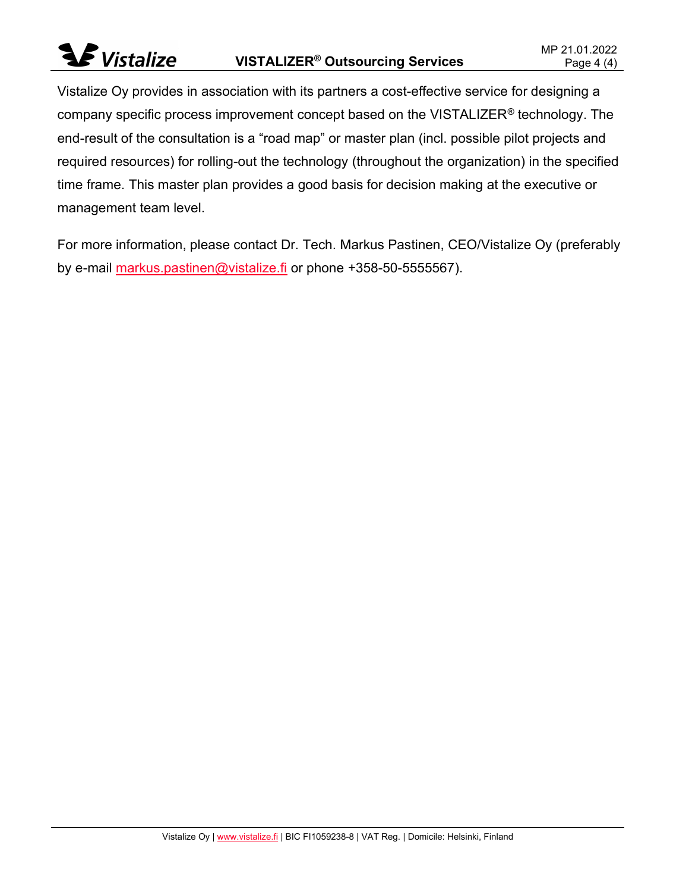Vistalize Oy provides in association with its partners a cost-effective service for designing a company specific process improvement concept based on the VISTALIZER® technology. The end-result of the consultation is a “road map” or master plan (incl. possible pilot projects and required resources) for rolling-out the technology (throughout the organization) in the specified time frame. This master plan provides a good basis for decision making at the executive or management team level.

For more information, please contact Dr. Tech. Markus Pastinen, CEO/Vistalize Oy (preferably by e-mail markus.pastinen@vistalize.fi or phone +358-50-5555567).